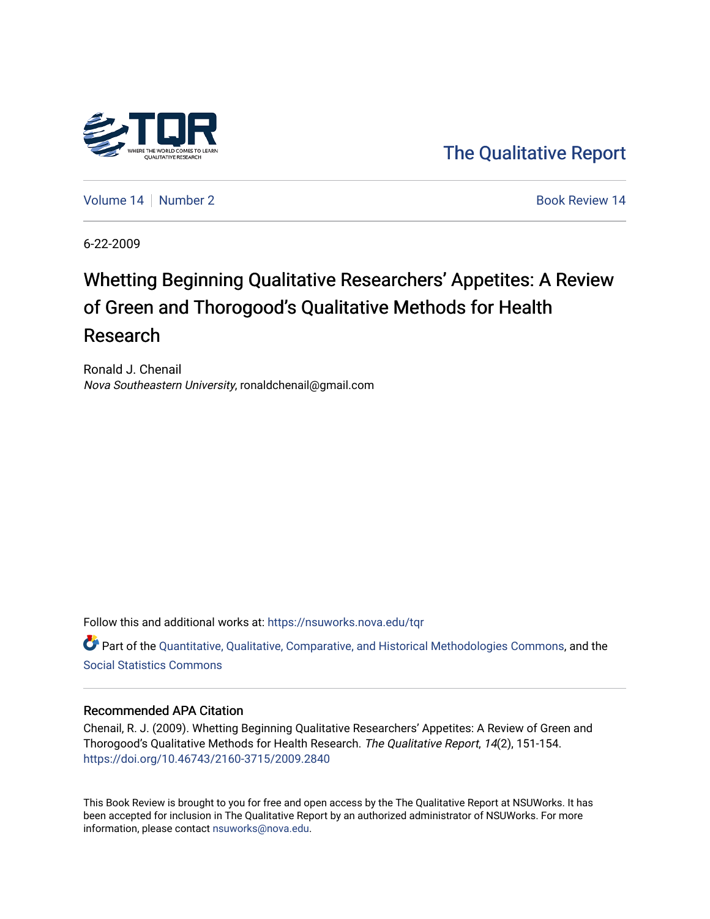The Qualitative Report

Volume 14 | Number 2 | Book Review 14

6-22-2009

# Whetting Beginning Qualitative Researchers' Appetites: A Review of Green and Thorogood's Qualitative Methods for Health Research

Ronald J. Chenail
*Nova Southeastern University*, ronaldchenail@gmail.com

Follow this and additional works at: https://nsuworks.nova.edu/tqr

Part of the Quantitative, Qualitative, Comparative, and Historical Methodologies Commons, and the Social Statistics Commons

## Recommended APA Citation

Chenail, R. J. (2009). Whetting Beginning Qualitative Researchers' Appetites: A Review of Green and Thorogood's Qualitative Methods for Health Research. *The Qualitative Report*, *14*(2), 151-154. https://doi.org/10.46743/2160-3715/2009.2840

This Book Review is brought to you for free and open access by the The Qualitative Report at NSUWorks. It has been accepted for inclusion in The Qualitative Report by an authorized administrator of NSUWorks. For more information, please contact nsuworks@nova.edu.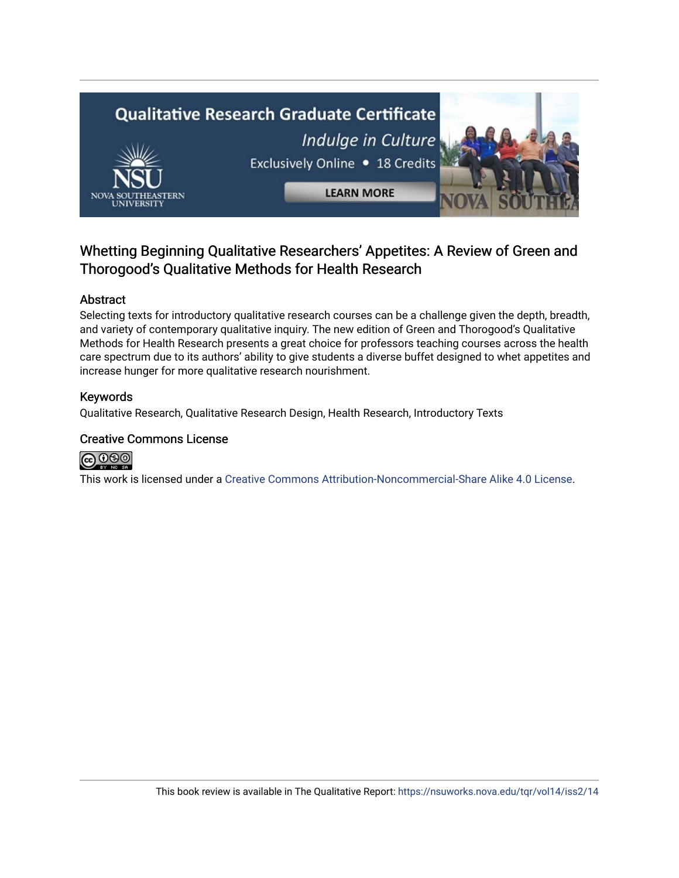## Whetting Beginning Qualitative Researchers' Appetites: A Review of Green and Thorogood's Qualitative Methods for Health Research

### Abstract

Selecting texts for introductory qualitative research courses can be a challenge given the depth, breadth, and variety of contemporary qualitative inquiry. The new edition of Green and Thorogood's Qualitative Methods for Health Research presents a great choice for professors teaching courses across the health care spectrum due to its authors' ability to give students a diverse buffet designed to whet appetites and increase hunger for more qualitative research nourishment.

### Keywords

Qualitative Research, Qualitative Research Design, Health Research, Introductory Texts

### Creative Commons License

This work is licensed under a Creative Commons Attribution-Noncommercial-Share Alike 4.0 License.

This book review is available in The Qualitative Report: https://nsuworks.nova.edu/tqr/vol14/iss2/14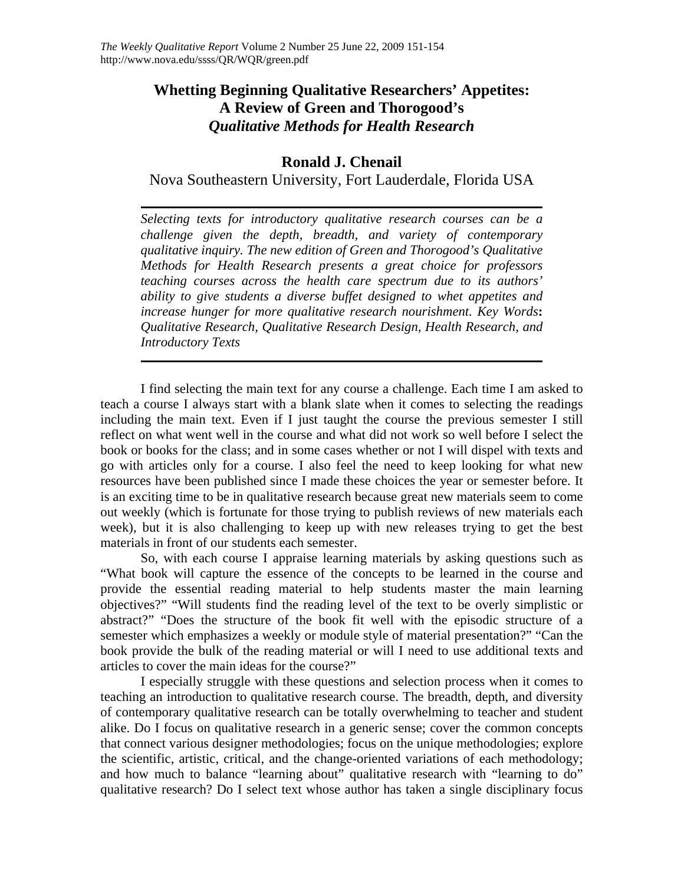# Whetting Beginning Qualitative Researchers' Appetites: A Review of Green and Thorogood's *Qualitative Methods for Health Research*

## Ronald J. Chenail

Nova Southeastern University, Fort Lauderdale, Florida USA

*Selecting texts for introductory qualitative research courses can be a challenge given the depth, breadth, and variety of contemporary qualitative inquiry. The new edition of Green and Thorogood's Qualitative Methods for Health Research presents a great choice for professors teaching courses across the health care spectrum due to its authors' ability to give students a diverse buffet designed to whet appetites and increase hunger for more qualitative research nourishment. Key Words*: *Qualitative Research, Qualitative Research Design, Health Research, and Introductory Texts*

I find selecting the main text for any course a challenge. Each time I am asked to teach a course I always start with a blank slate when it comes to selecting the readings including the main text. Even if I just taught the course the previous semester I still reflect on what went well in the course and what did not work so well before I select the book or books for the class; and in some cases whether or not I will dispel with texts and go with articles only for a course. I also feel the need to keep looking for what new resources have been published since I made these choices the year or semester before. It is an exciting time to be in qualitative research because great new materials seem to come out weekly (which is fortunate for those trying to publish reviews of new materials each week), but it is also challenging to keep up with new releases trying to get the best materials in front of our students each semester.

So, with each course I appraise learning materials by asking questions such as "What book will capture the essence of the concepts to be learned in the course and provide the essential reading material to help students master the main learning objectives?" "Will students find the reading level of the text to be overly simplistic or abstract?" "Does the structure of the book fit well with the episodic structure of a semester which emphasizes a weekly or module style of material presentation?" "Can the book provide the bulk of the reading material or will I need to use additional texts and articles to cover the main ideas for the course?"

I especially struggle with these questions and selection process when it comes to teaching an introduction to qualitative research course. The breadth, depth, and diversity of contemporary qualitative research can be totally overwhelming to teacher and student alike. Do I focus on qualitative research in a generic sense; cover the common concepts that connect various designer methodologies; focus on the unique methodologies; explore the scientific, artistic, critical, and the change-oriented variations of each methodology; and how much to balance "learning about" qualitative research with "learning to do" qualitative research? Do I select text whose author has taken a single disciplinary focus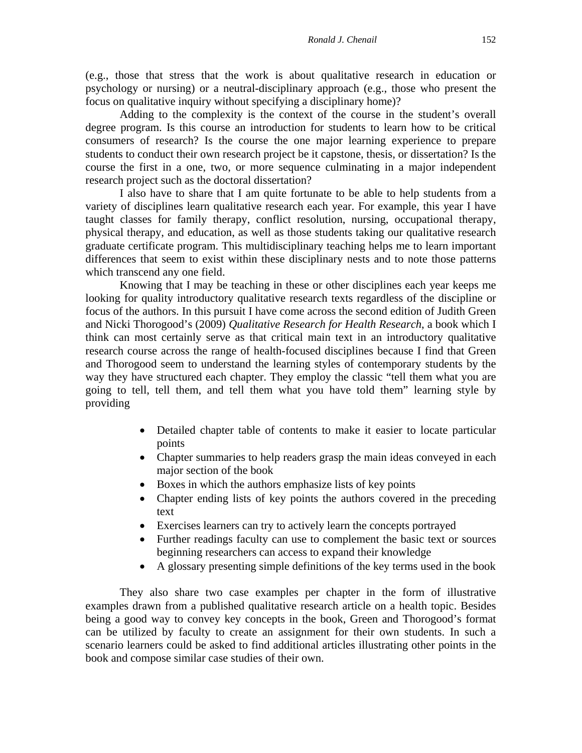(e.g., those that stress that the work is about qualitative research in education or psychology or nursing) or a neutral-disciplinary approach (e.g., those who present the focus on qualitative inquiry without specifying a disciplinary home)?

Adding to the complexity is the context of the course in the student's overall degree program. Is this course an introduction for students to learn how to be critical consumers of research? Is the course the one major learning experience to prepare students to conduct their own research project be it capstone, thesis, or dissertation? Is the course the first in a one, two, or more sequence culminating in a major independent research project such as the doctoral dissertation?

I also have to share that I am quite fortunate to be able to help students from a variety of disciplines learn qualitative research each year. For example, this year I have taught classes for family therapy, conflict resolution, nursing, occupational therapy, physical therapy, and education, as well as those students taking our qualitative research graduate certificate program. This multidisciplinary teaching helps me to learn important differences that seem to exist within these disciplinary nests and to note those patterns which transcend any one field.

Knowing that I may be teaching in these or other disciplines each year keeps me looking for quality introductory qualitative research texts regardless of the discipline or focus of the authors. In this pursuit I have come across the second edition of Judith Green and Nicki Thorogood's (2009) *Qualitative Research for Health Research*, a book which I think can most certainly serve as that critical main text in an introductory qualitative research course across the range of health-focused disciplines because I find that Green and Thorogood seem to understand the learning styles of contemporary students by the way they have structured each chapter. They employ the classic "tell them what you are going to tell, tell them, and tell them what you have told them" learning style by providing

- Detailed chapter table of contents to make it easier to locate particular points
- Chapter summaries to help readers grasp the main ideas conveyed in each major section of the book
- Boxes in which the authors emphasize lists of key points
- Chapter ending lists of key points the authors covered in the preceding text
- Exercises learners can try to actively learn the concepts portrayed
- Further readings faculty can use to complement the basic text or sources beginning researchers can access to expand their knowledge
- A glossary presenting simple definitions of the key terms used in the book

They also share two case examples per chapter in the form of illustrative examples drawn from a published qualitative research article on a health topic. Besides being a good way to convey key concepts in the book, Green and Thorogood's format can be utilized by faculty to create an assignment for their own students. In such a scenario learners could be asked to find additional articles illustrating other points in the book and compose similar case studies of their own.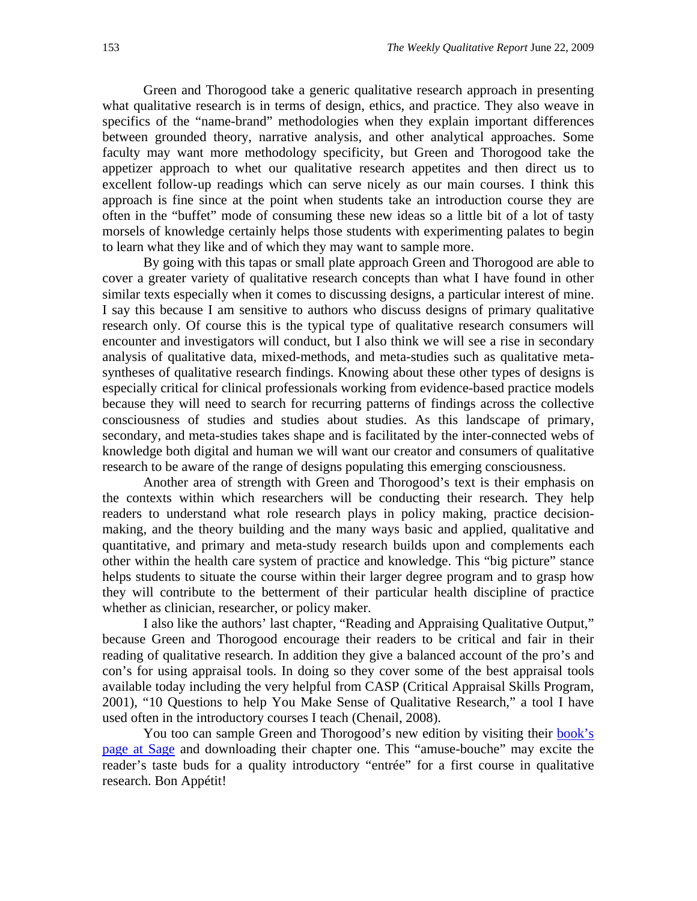Green and Thorogood take a generic qualitative research approach in presenting what qualitative research is in terms of design, ethics, and practice. They also weave in specifics of the "name-brand" methodologies when they explain important differences between grounded theory, narrative analysis, and other analytical approaches. Some faculty may want more methodology specificity, but Green and Thorogood take the appetizer approach to whet our qualitative research appetites and then direct us to excellent follow-up readings which can serve nicely as our main courses. I think this approach is fine since at the point when students take an introduction course they are often in the "buffet" mode of consuming these new ideas so a little bit of a lot of tasty morsels of knowledge certainly helps those students with experimenting palates to begin to learn what they like and of which they may want to sample more.

By going with this tapas or small plate approach Green and Thorogood are able to cover a greater variety of qualitative research concepts than what I have found in other similar texts especially when it comes to discussing designs, a particular interest of mine. I say this because I am sensitive to authors who discuss designs of primary qualitative research only. Of course this is the typical type of qualitative research consumers will encounter and investigators will conduct, but I also think we will see a rise in secondary analysis of qualitative data, mixed-methods, and meta-studies such as qualitative meta-syntheses of qualitative research findings. Knowing about these other types of designs is especially critical for clinical professionals working from evidence-based practice models because they will need to search for recurring patterns of findings across the collective consciousness of studies and studies about studies. As this landscape of primary, secondary, and meta-studies takes shape and is facilitated by the inter-connected webs of knowledge both digital and human we will want our creator and consumers of qualitative research to be aware of the range of designs populating this emerging consciousness.

Another area of strength with Green and Thorogood's text is their emphasis on the contexts within which researchers will be conducting their research. They help readers to understand what role research plays in policy making, practice decision-making, and the theory building and the many ways basic and applied, qualitative and quantitative, and primary and meta-study research builds upon and complements each other within the health care system of practice and knowledge. This "big picture" stance helps students to situate the course within their larger degree program and to grasp how they will contribute to the betterment of their particular health discipline of practice whether as clinician, researcher, or policy maker.

I also like the authors' last chapter, "Reading and Appraising Qualitative Output," because Green and Thorogood encourage their readers to be critical and fair in their reading of qualitative research. In addition they give a balanced account of the pro's and con's for using appraisal tools. In doing so they cover some of the best appraisal tools available today including the very helpful from CASP (Critical Appraisal Skills Program, 2001), "10 Questions to help You Make Sense of Qualitative Research," a tool I have used often in the introductory courses I teach (Chenail, 2008).

You too can sample Green and Thorogood's new edition by visiting their book's page at Sage and downloading their chapter one. This "amuse-bouche" may excite the reader's taste buds for a quality introductory "entrée" for a first course in qualitative research. Bon Appétit!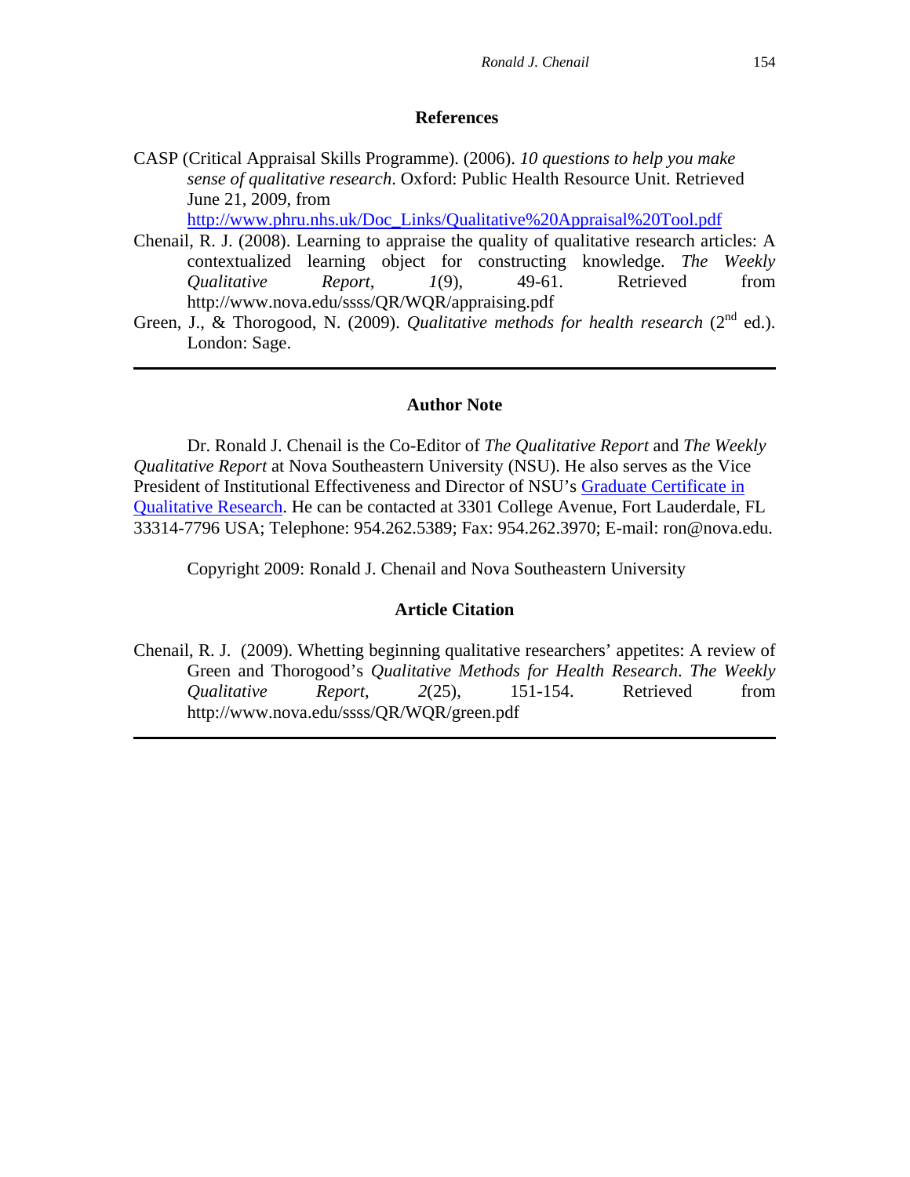## References

CASP (Critical Appraisal Skills Programme). (2006). *10 questions to help you make sense of qualitative research*. Oxford: Public Health Resource Unit. Retrieved June 21, 2009, from [http://www.phru.nhs.uk/Doc_Links/Qualitative%20Appraisal%20Tool.pdf](http://www.phru.nhs.uk/Doc_Links/Qualitative%20Appraisal%20Tool.pdf)

Chenail, R. J. (2008). Learning to appraise the quality of qualitative research articles: A contextualized learning object for constructing knowledge. *The Weekly Qualitative Report*, *1*(9), 49-61. Retrieved from http://www.nova.edu/ssss/QR/WQR/appraising.pdf

Green, J., & Thorogood, N. (2009). *Qualitative methods for health research* (2nd ed.). London: Sage.

---

## Author Note

Dr. Ronald J. Chenail is the Co-Editor of *The Qualitative Report* and *The Weekly Qualitative Report* at Nova Southeastern University (NSU). He also serves as the Vice President of Institutional Effectiveness and Director of NSU's Graduate Certificate in Qualitative Research. He can be contacted at 3301 College Avenue, Fort Lauderdale, FL 33314-7796 USA; Telephone: 954.262.5389; Fax: 954.262.3970; E-mail: ron@nova.edu.

Copyright 2009: Ronald J. Chenail and Nova Southeastern University

## Article Citation

Chenail, R. J. (2009). Whetting beginning qualitative researchers' appetites: A review of Green and Thorogood's *Qualitative Methods for Health Research*. *The Weekly Qualitative Report*, *2*(25), 151-154. Retrieved from http://www.nova.edu/ssss/QR/WQR/green.pdf

---